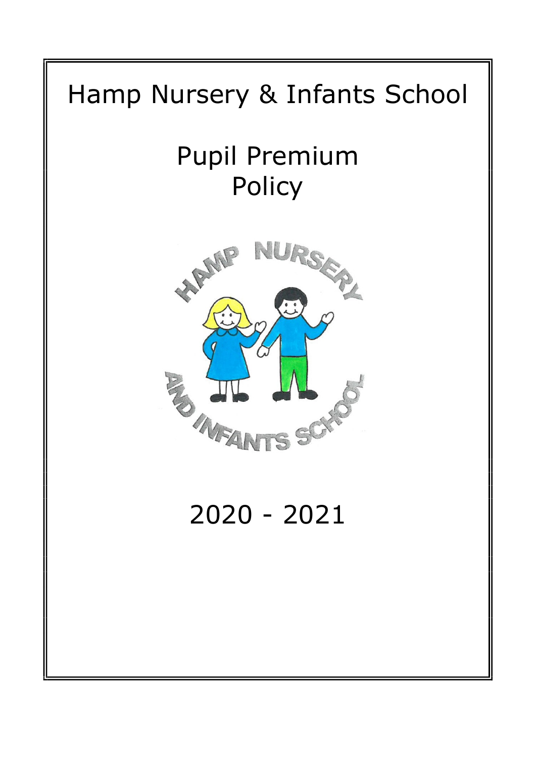# Hamp Nursery & Infants School

## Pupil Premium Policy

2020 - 2021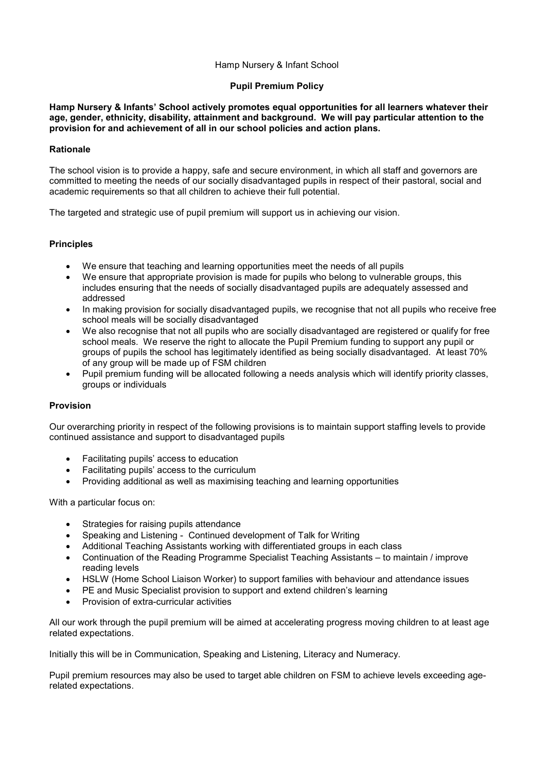Hamp Nursery & Infant School

# Pupil Premium Policy

**Hamp Nursery & Infants' School actively promotes equal opportunities for all learners whatever their age, gender, ethnicity, disability, attainment and background. We will pay particular attention to the provision for and achievement of all in our school policies and action plans.**

## Rationale

The school vision is to provide a happy, safe and secure environment, in which all staff and governors are committed to meeting the needs of our socially disadvantaged pupils in respect of their pastoral, social and academic requirements so that all children to achieve their full potential.

The targeted and strategic use of pupil premium will support us in achieving our vision.

## Principles

- We ensure that teaching and learning opportunities meet the needs of all pupils
- We ensure that appropriate provision is made for pupils who belong to vulnerable groups, this includes ensuring that the needs of socially disadvantaged pupils are adequately assessed and addressed
- In making provision for socially disadvantaged pupils, we recognise that not all pupils who receive free school meals will be socially disadvantaged
- We also recognise that not all pupils who are socially disadvantaged are registered or qualify for free school meals. We reserve the right to allocate the Pupil Premium funding to support any pupil or groups of pupils the school has legitimately identified as being socially disadvantaged. At least 70% of any group will be made up of FSM children
- Pupil premium funding will be allocated following a needs analysis which will identify priority classes, groups or individuals

## Provision

Our overarching priority in respect of the following provisions is to maintain support staffing levels to provide continued assistance and support to disadvantaged pupils

- Facilitating pupils' access to education
- Facilitating pupils' access to the curriculum
- Providing additional as well as maximising teaching and learning opportunities

With a particular focus on:

- Strategies for raising pupils attendance
- Speaking and Listening - Continued development of Talk for Writing
- Additional Teaching Assistants working with differentiated groups in each class
- Continuation of the Reading Programme Specialist Teaching Assistants – to maintain / improve reading levels
- HSLW (Home School Liaison Worker) to support families with behaviour and attendance issues
- PE and Music Specialist provision to support and extend children's learning
- Provision of extra-curricular activities

All our work through the pupil premium will be aimed at accelerating progress moving children to at least age related expectations.

Initially this will be in Communication, Speaking and Listening, Literacy and Numeracy.

Pupil premium resources may also be used to target able children on FSM to achieve levels exceeding age-related expectations.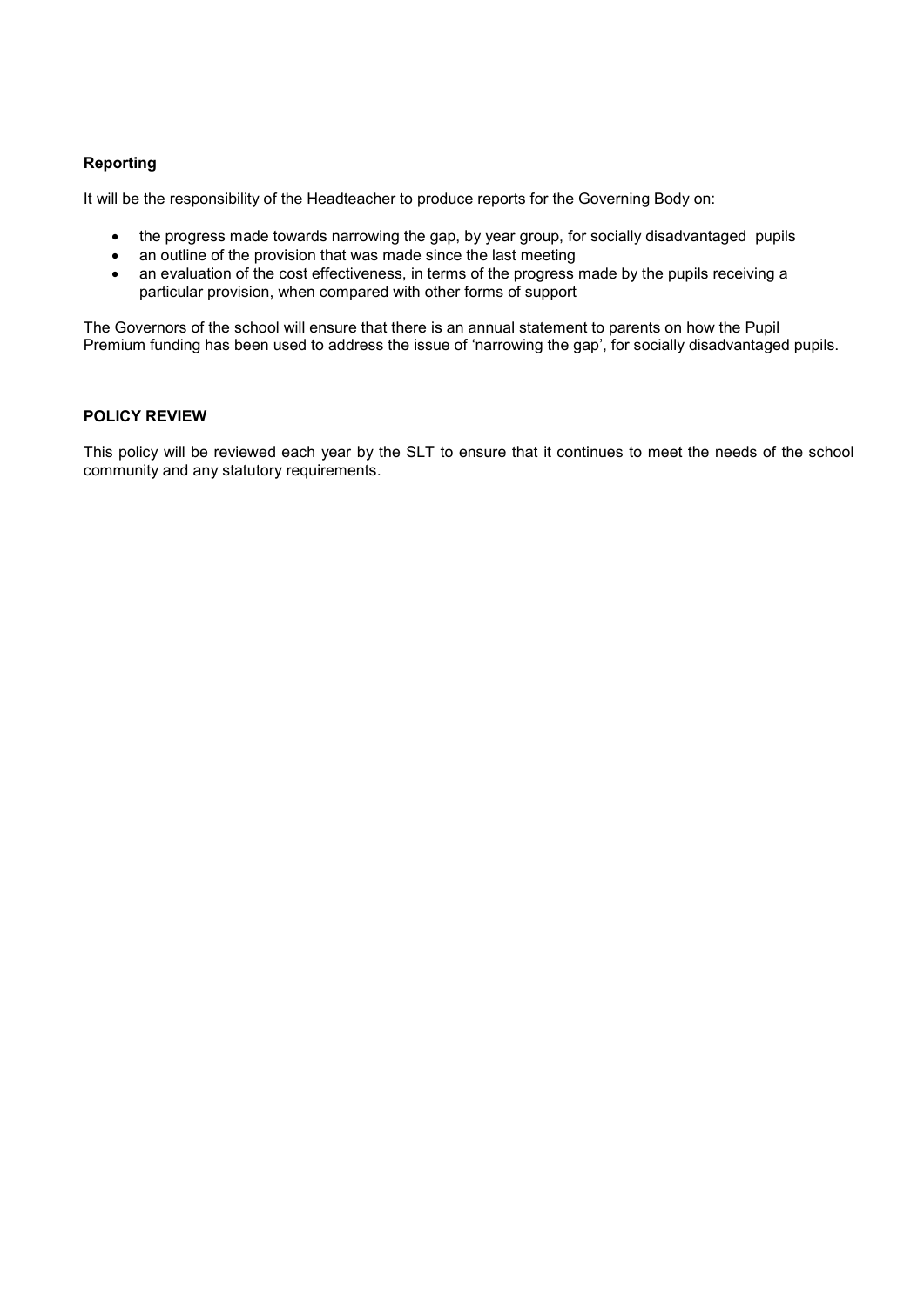**Reporting**

It will be the responsibility of the Headteacher to produce reports for the Governing Body on:

- the progress made towards narrowing the gap, by year group, for socially disadvantaged pupils
- an outline of the provision that was made since the last meeting
- an evaluation of the cost effectiveness, in terms of the progress made by the pupils receiving a particular provision, when compared with other forms of support

The Governors of the school will ensure that there is an annual statement to parents on how the Pupil Premium funding has been used to address the issue of 'narrowing the gap', for socially disadvantaged pupils.

**POLICY REVIEW**

This policy will be reviewed each year by the SLT to ensure that it continues to meet the needs of the school community and any statutory requirements.